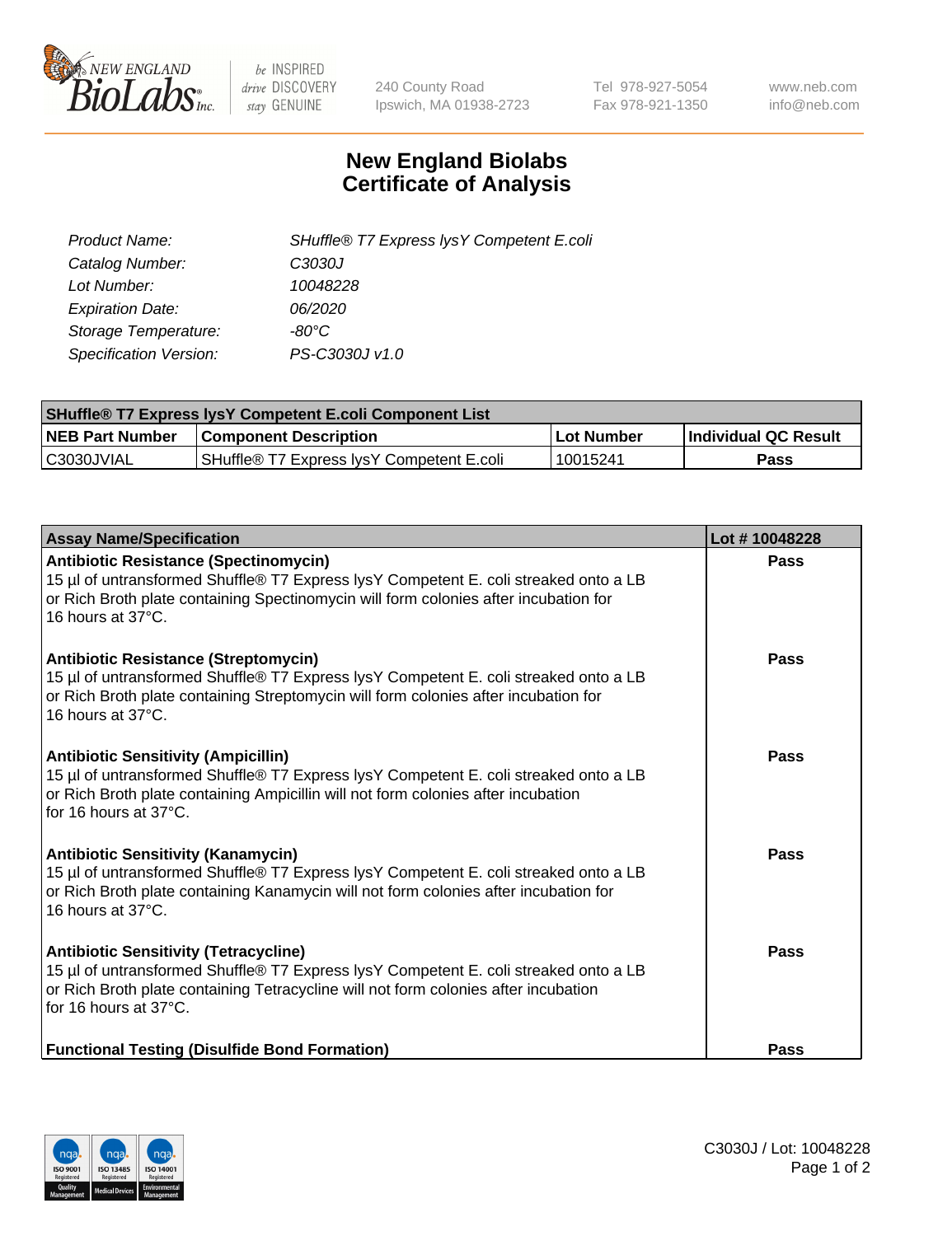# New England Biolabs Certificate of Analysis

| | |
|---|---|
| *Product Name:* | *SHuffle® T7 Express lysY Competent E.coli* |
| *Catalog Number:* | *C3030J* |
| *Lot Number:* | *10048228* |
| *Expiration Date:* | *06/2020* |
| *Storage Temperature:* | *-80°C* |
| *Specification Version:* | *PS-C3030J v1.0* |

| SHuffle® T7 Express lysY Competent E.coli Component List | | | |
|---|---|---|---|
| **NEB Part Number** | **Component Description** | **Lot Number** | **Individual QC Result** |
| C3030JVIAL | SHuffle® T7 Express lysY Competent E.coli | 10015241 | **Pass** |

| Assay Name/Specification | Lot # 10048228 |
|---|---|
| **Antibiotic Resistance (Spectinomycin)**<br>15 µl of untransformed Shuffle® T7 Express lysY Competent E. coli streaked onto a LB or Rich Broth plate containing Spectinomycin will form colonies after incubation for 16 hours at 37°C. | **Pass** |
| **Antibiotic Resistance (Streptomycin)**<br>15 µl of untransformed Shuffle® T7 Express lysY Competent E. coli streaked onto a LB or Rich Broth plate containing Streptomycin will form colonies after incubation for 16 hours at 37°C. | **Pass** |
| **Antibiotic Sensitivity (Ampicillin)**<br>15 µl of untransformed Shuffle® T7 Express lysY Competent E. coli streaked onto a LB or Rich Broth plate containing Ampicillin will not form colonies after incubation for 16 hours at 37°C. | **Pass** |
| **Antibiotic Sensitivity (Kanamycin)**<br>15 µl of untransformed Shuffle® T7 Express lysY Competent E. coli streaked onto a LB or Rich Broth plate containing Kanamycin will not form colonies after incubation for 16 hours at 37°C. | **Pass** |
| **Antibiotic Sensitivity (Tetracycline)**<br>15 µl of untransformed Shuffle® T7 Express lysY Competent E. coli streaked onto a LB or Rich Broth plate containing Tetracycline will not form colonies after incubation for 16 hours at 37°C. | **Pass** |
| **Functional Testing (Disulfide Bond Formation)** | **Pass** |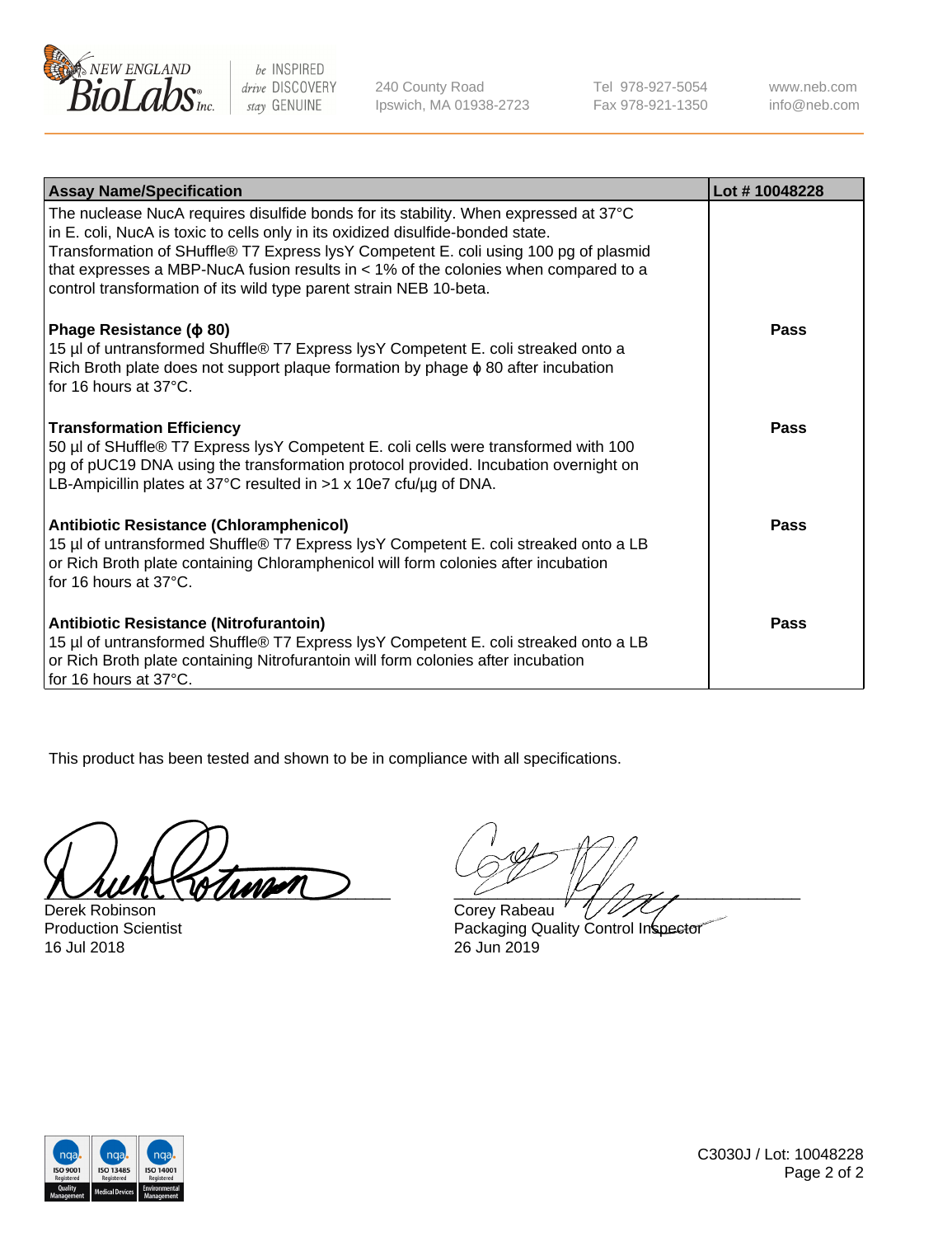| Assay Name/Specification | Lot # 10048228 |
| --- | --- |
| The nuclease NucA requires disulfide bonds for its stability. When expressed at 37°C in E. coli, NucA is toxic to cells only in its oxidized disulfide-bonded state. Transformation of SHuffle® T7 Express lysY Competent E. coli using 100 pg of plasmid that expresses a MBP-NucA fusion results in < 1% of the colonies when compared to a control transformation of its wild type parent strain NEB 10-beta. | |
| **Phage Resistance (ϕ 80)**<br>15 µl of untransformed Shuffle® T7 Express lysY Competent E. coli streaked onto a Rich Broth plate does not support plaque formation by phage ϕ 80 after incubation for 16 hours at 37°C. | **Pass** |
| **Transformation Efficiency**<br>50 µl of SHuffle® T7 Express lysY Competent E. coli cells were transformed with 100 pg of pUC19 DNA using the transformation protocol provided. Incubation overnight on LB-Ampicillin plates at 37°C resulted in >1 x 10e7 cfu/µg of DNA. | **Pass** |
| **Antibiotic Resistance (Chloramphenicol)**<br>15 µl of untransformed Shuffle® T7 Express lysY Competent E. coli streaked onto a LB or Rich Broth plate containing Chloramphenicol will form colonies after incubation for 16 hours at 37°C. | **Pass** |
| **Antibiotic Resistance (Nitrofurantoin)**<br>15 µl of untransformed Shuffle® T7 Express lysY Competent E. coli streaked onto a LB or Rich Broth plate containing Nitrofurantoin will form colonies after incubation for 16 hours at 37°C. | **Pass** |

This product has been tested and shown to be in compliance with all specifications.

Derek Robinson
Production Scientist
16 Jul 2018

Corey Rabeau
Packaging Quality Control Inspector
26 Jun 2019

C3030J / Lot: 10048228